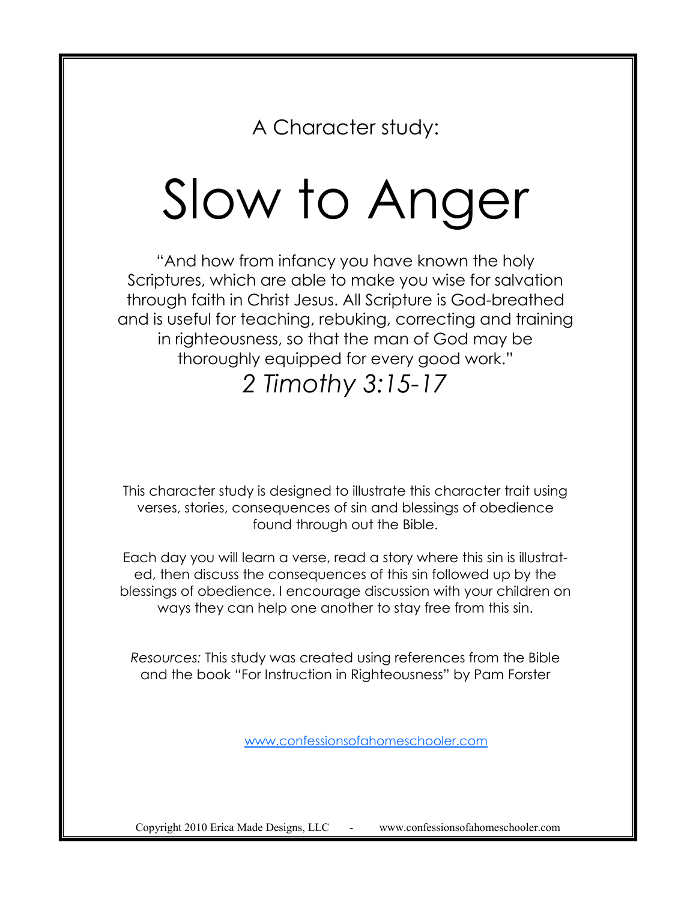A Character study:

# Slow to Anger

"And how from infancy you have known the holy Scriptures, which are able to make you wise for salvation through faith in Christ Jesus. All Scripture is God-breathed and is useful for teaching, rebuking, correcting and training in righteousness, so that the man of God may be thoroughly equipped for every good work."

*2 Timothy 3:15-17*

This character study is designed to illustrate this character trait using verses, stories, consequences of sin and blessings of obedience found through out the Bible.

Each day you will learn a verse, read a story where this sin is illustrated, then discuss the consequences of this sin followed up by the blessings of obedience. I encourage discussion with your children on ways they can help one another to stay free from this sin.

*Resources:* This study was created using references from the Bible and the book "For Instruction in Righteousness" by Pam Forster

www.confessionsofahomeschooler.com

Copyright 2010 Erica Made Designs, LLC - www.confessionsofahomeschooler.com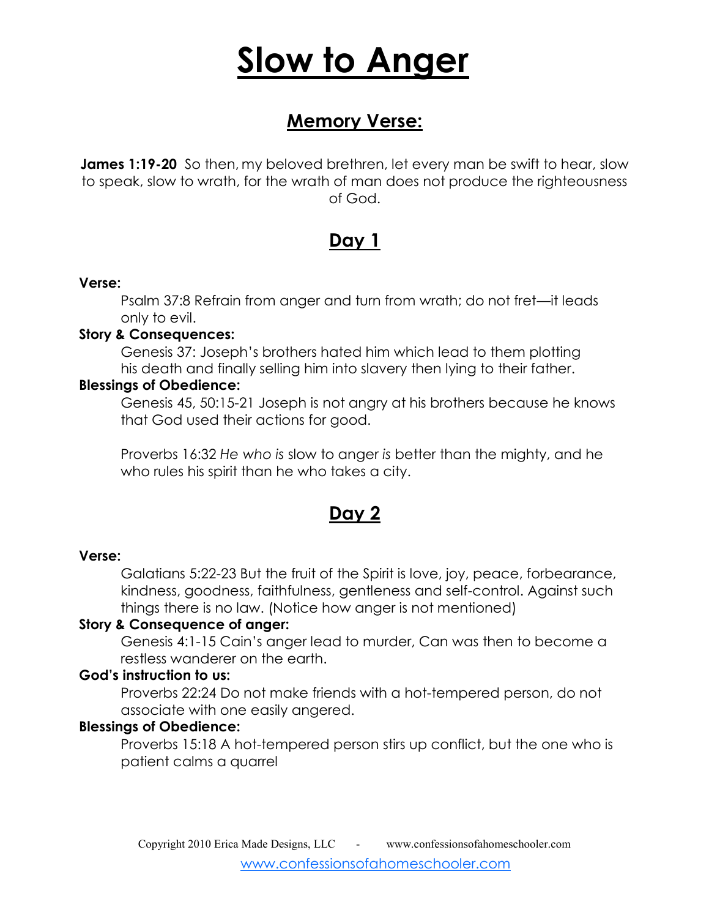# Slow to Anger

## Memory Verse:

**James 1:19-20** So then, my beloved brethren, let every man be swift to hear, slow to speak, slow to wrath, for the wrath of man does not produce the righteousness of God.

## Day 1

**Verse:**

Psalm 37:8 Refrain from anger and turn from wrath; do not fret—it leads only to evil.

**Story & Consequences:**

Genesis 37: Joseph's brothers hated him which lead to them plotting his death and finally selling him into slavery then lying to their father.

**Blessings of Obedience:**

Genesis 45, 50:15-21 Joseph is not angry at his brothers because he knows that God used their actions for good.

Proverbs 16:32 *He who is* slow to anger *is* better than the mighty, and he who rules his spirit than he who takes a city.

## Day 2

**Verse:**

Galatians 5:22-23 But the fruit of the Spirit is love, joy, peace, forbearance, kindness, goodness, faithfulness, gentleness and self-control. Against such things there is no law. (Notice how anger is not mentioned)

**Story & Consequence of anger:**

Genesis 4:1-15 Cain's anger lead to murder, Can was then to become a restless wanderer on the earth.

**God's instruction to us:**

Proverbs 22:24 Do not make friends with a hot-tempered person, do not associate with one easily angered.

**Blessings of Obedience:**

Proverbs 15:18 A hot-tempered person stirs up conflict, but the one who is patient calms a quarrel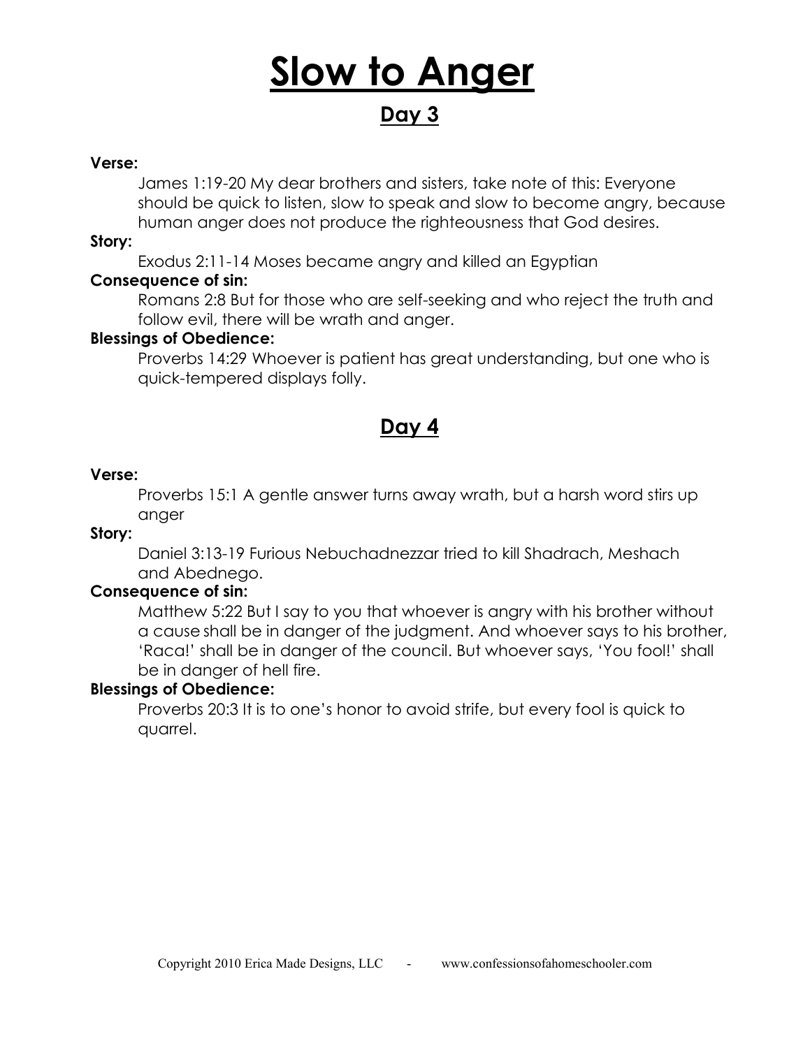# Slow to Anger

## Day 3

**Verse:**

James 1:19-20 My dear brothers and sisters, take note of this: Everyone should be quick to listen, slow to speak and slow to become angry, because human anger does not produce the righteousness that God desires.

**Story:**

Exodus 2:11-14 Moses became angry and killed an Egyptian

**Consequence of sin:**

Romans 2:8 But for those who are self-seeking and who reject the truth and follow evil, there will be wrath and anger.

**Blessings of Obedience:**

Proverbs 14:29 Whoever is patient has great understanding, but one who is quick-tempered displays folly.

## Day 4

**Verse:**

Proverbs 15:1 A gentle answer turns away wrath, but a harsh word stirs up anger

**Story:**

Daniel 3:13-19 Furious Nebuchadnezzar tried to kill Shadrach, Meshach and Abednego.

**Consequence of sin:**

Matthew 5:22 But I say to you that whoever is angry with his brother without a cause shall be in danger of the judgment. And whoever says to his brother, 'Raca!' shall be in danger of the council. But whoever says, 'You fool!' shall be in danger of hell fire.

**Blessings of Obedience:**

Proverbs 20:3 It is to one's honor to avoid strife, but every fool is quick to quarrel.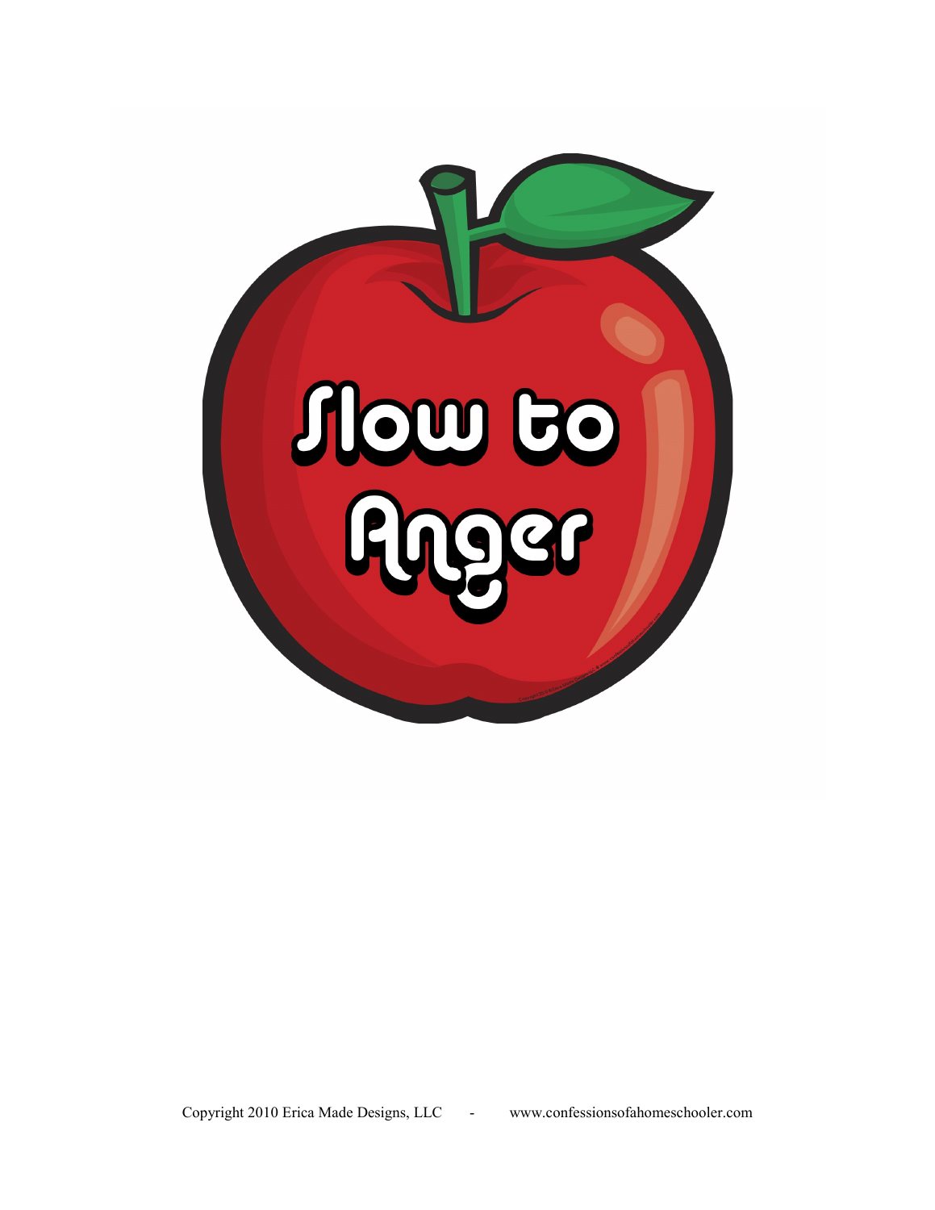Slow to Anger